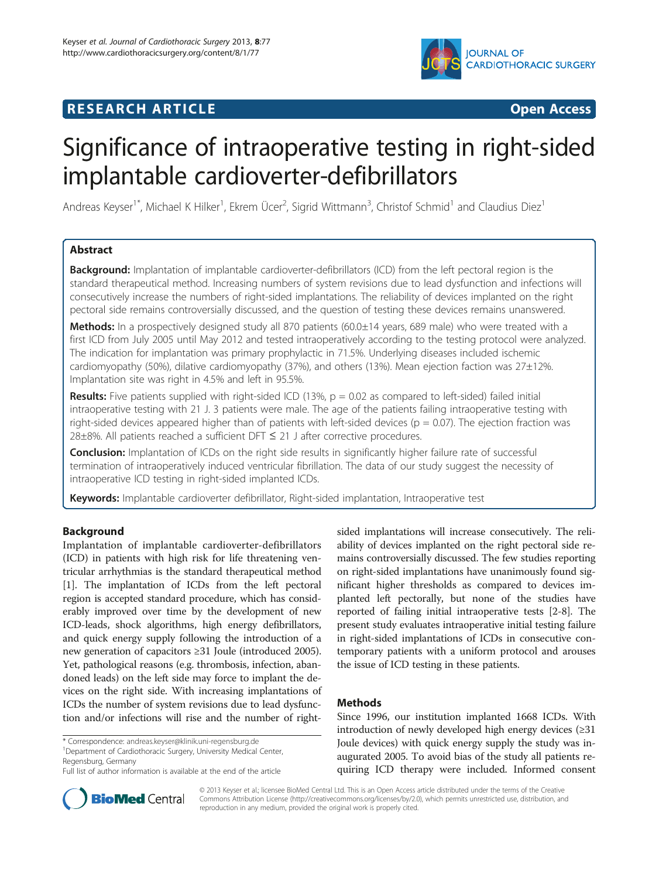# Significance of intraoperative testing in right-sided implantable cardioverter-defibrillators

Andreas Keyser[1*], Michael K Hilker[1], Ekrem Ücer[2], Sigrid Wittmann[3], Christof Schmid[1] and Claudius Diez[1]

## Abstract

**Background:** Implantation of implantable cardioverter-defibrillators (ICD) from the left pectoral region is the standard therapeutical method. Increasing numbers of system revisions due to lead dysfunction and infections will consecutively increase the numbers of right-sided implantations. The reliability of devices implanted on the right pectoral side remains controversially discussed, and the question of testing these devices remains unanswered.

**Methods:** In a prospectively designed study all 870 patients (60.0±14 years, 689 male) who were treated with a first ICD from July 2005 until May 2012 and tested intraoperatively according to the testing protocol were analyzed. The indication for implantation was primary prophylactic in 71.5%. Underlying diseases included ischemic cardiomyopathy (50%), dilative cardiomyopathy (37%), and others (13%). Mean ejection faction was 27±12%. Implantation site was right in 4.5% and left in 95.5%.

**Results:** Five patients supplied with right-sided ICD (13%, $p = 0.02$ as compared to left-sided) failed initial intraoperative testing with 21 J. 3 patients were male. The age of the patients failing intraoperative testing with right-sided devices appeared higher than of patients with left-sided devices ($p = 0.07$). The ejection fraction was 28±8%. All patients reached a sufficient DFT ≤ 21 J after corrective procedures.

**Conclusion:** Implantation of ICDs on the right side results in significantly higher failure rate of successful termination of intraoperatively induced ventricular fibrillation. The data of our study suggest the necessity of intraoperative ICD testing in right-sided implanted ICDs.

**Keywords:** Implantable cardioverter defibrillator, Right-sided implantation, Intraoperative test

## Background

Implantation of implantable cardioverter-defibrillators (ICD) in patients with high risk for life threatening ventricular arrhythmias is the standard therapeutical method [1]. The implantation of ICDs from the left pectoral region is accepted standard procedure, which has considerably improved over time by the development of new ICD-leads, shock algorithms, high energy defibrillators, and quick energy supply following the introduction of a new generation of capacitors ≥31 Joule (introduced 2005). Yet, pathological reasons (e.g. thrombosis, infection, abandoned leads) on the left side may force to implant the devices on the right side. With increasing implantations of ICDs the number of system revisions due to lead dysfunction and/or infections will rise and the number of right-sided implantations will increase consecutively. The reliability of devices implanted on the right pectoral side remains controversially discussed. The few studies reporting on right-sided implantations have unanimously found significant higher thresholds as compared to devices implanted left pectorally, but none of the studies have reported of failing initial intraoperative tests [2-8]. The present study evaluates intraoperative initial testing failure in right-sided implantations of ICDs in consecutive contemporary patients with a uniform protocol and arouses the issue of ICD testing in these patients.

## Methods

Since 1996, our institution implanted 1668 ICDs. With introduction of newly developed high energy devices (≥31 Joule devices) with quick energy supply the study was inaugurated 2005. To avoid bias of the study all patients requiring ICD therapy were included. Informed consent

\* Correspondence: andreas.keyser@klinik.uni-regensburg.de
[1]Department of Cardiothoracic Surgery, University Medical Center, Regensburg, Germany
Full list of author information is available at the end of the article

© 2013 Keyser et al.; licensee BioMed Central Ltd. This is an Open Access article distributed under the terms of the Creative Commons Attribution License (http://creativecommons.org/licenses/by/2.0), which permits unrestricted use, distribution, and reproduction in any medium, provided the original work is properly cited.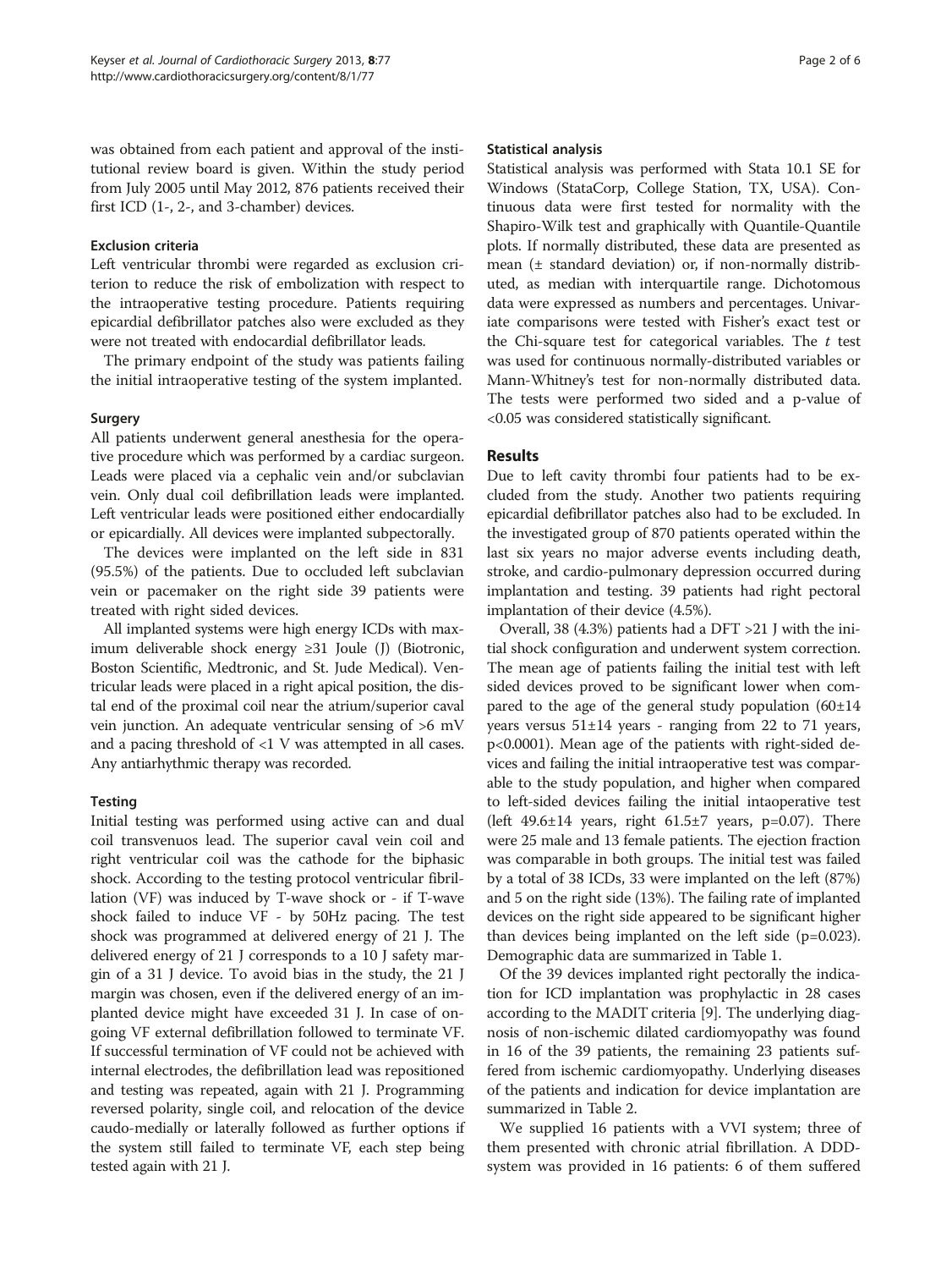was obtained from each patient and approval of the institutional review board is given. Within the study period from July 2005 until May 2012, 876 patients received their first ICD (1-, 2-, and 3-chamber) devices.

### Exclusion criteria

Left ventricular thrombi were regarded as exclusion criterion to reduce the risk of embolization with respect to the intraoperative testing procedure. Patients requiring epicardial defibrillator patches also were excluded as they were not treated with endocardial defibrillator leads.

The primary endpoint of the study was patients failing the initial intraoperative testing of the system implanted.

### Surgery

All patients underwent general anesthesia for the operative procedure which was performed by a cardiac surgeon. Leads were placed via a cephalic vein and/or subclavian vein. Only dual coil defibrillation leads were implanted. Left ventricular leads were positioned either endocardially or epicardially. All devices were implanted subpectorally.

The devices were implanted on the left side in 831 (95.5%) of the patients. Due to occluded left subclavian vein or pacemaker on the right side 39 patients were treated with right sided devices.

All implanted systems were high energy ICDs with maximum deliverable shock energy ≥31 Joule (J) (Biotronic, Boston Scientific, Medtronic, and St. Jude Medical). Ventricular leads were placed in a right apical position, the distal end of the proximal coil near the atrium/superior caval vein junction. An adequate ventricular sensing of >6 mV and a pacing threshold of <1 V was attempted in all cases. Any antiarrhythmic therapy was recorded.

### Testing

Initial testing was performed using active can and dual coil transvenuos lead. The superior caval vein coil and right ventricular coil was the cathode for the biphasic shock. According to the testing protocol ventricular fibrillation (VF) was induced by T-wave shock or - if T-wave shock failed to induce VF - by 50Hz pacing. The test shock was programmed at delivered energy of 21 J. The delivered energy of 21 J corresponds to a 10 J safety margin of a 31 J device. To avoid bias in the study, the 21 J margin was chosen, even if the delivered energy of an implanted device might have exceeded 31 J. In case of ongoing VF external defibrillation followed to terminate VF. If successful termination of VF could not be achieved with internal electrodes, the defibrillation lead was repositioned and testing was repeated, again with 21 J. Programming reversed polarity, single coil, and relocation of the device caudo-medially or laterally followed as further options if the system still failed to terminate VF, each step being tested again with 21 J.

### Statistical analysis

Statistical analysis was performed with Stata 10.1 SE for Windows (StataCorp, College Station, TX, USA). Continuous data were first tested for normality with the Shapiro-Wilk test and graphically with Quantile-Quantile plots. If normally distributed, these data are presented as mean (± standard deviation) or, if non-normally distributed, as median with interquartile range. Dichotomous data were expressed as numbers and percentages. Univariate comparisons were tested with Fisher's exact test or the Chi-square test for categorical variables. The *t* test was used for continuous normally-distributed variables or Mann-Whitney's test for non-normally distributed data. The tests were performed two sided and a p-value of <0.05 was considered statistically significant.

## Results

Due to left cavity thrombi four patients had to be excluded from the study. Another two patients requiring epicardial defibrillator patches also had to be excluded. In the investigated group of 870 patients operated within the last six years no major adverse events including death, stroke, and cardio-pulmonary depression occurred during implantation and testing. 39 patients had right pectoral implantation of their device (4.5%).

Overall, 38 (4.3%) patients had a DFT >21 J with the initial shock configuration and underwent system correction. The mean age of patients failing the initial test with left sided devices proved to be significant lower when compared to the age of the general study population (60±14 years versus 51±14 years - ranging from 22 to 71 years, p<0.0001). Mean age of the patients with right-sided devices and failing the initial intraoperative test was comparable to the study population, and higher when compared to left-sided devices failing the initial intaoperative test (left 49.6±14 years, right 61.5±7 years, p=0.07). There were 25 male and 13 female patients. The ejection fraction was comparable in both groups. The initial test was failed by a total of 38 ICDs, 33 were implanted on the left (87%) and 5 on the right side (13%). The failing rate of implanted devices on the right side appeared to be significant higher than devices being implanted on the left side (p=0.023). Demographic data are summarized in Table 1.

Of the 39 devices implanted right pectorally the indication for ICD implantation was prophylactic in 28 cases according to the MADIT criteria [9]. The underlying diagnosis of non-ischemic dilated cardiomyopathy was found in 16 of the 39 patients, the remaining 23 patients suffered from ischemic cardiomyopathy. Underlying diseases of the patients and indication for device implantation are summarized in Table 2.

We supplied 16 patients with a VVI system; three of them presented with chronic atrial fibrillation. A DDD-system was provided in 16 patients: 6 of them suffered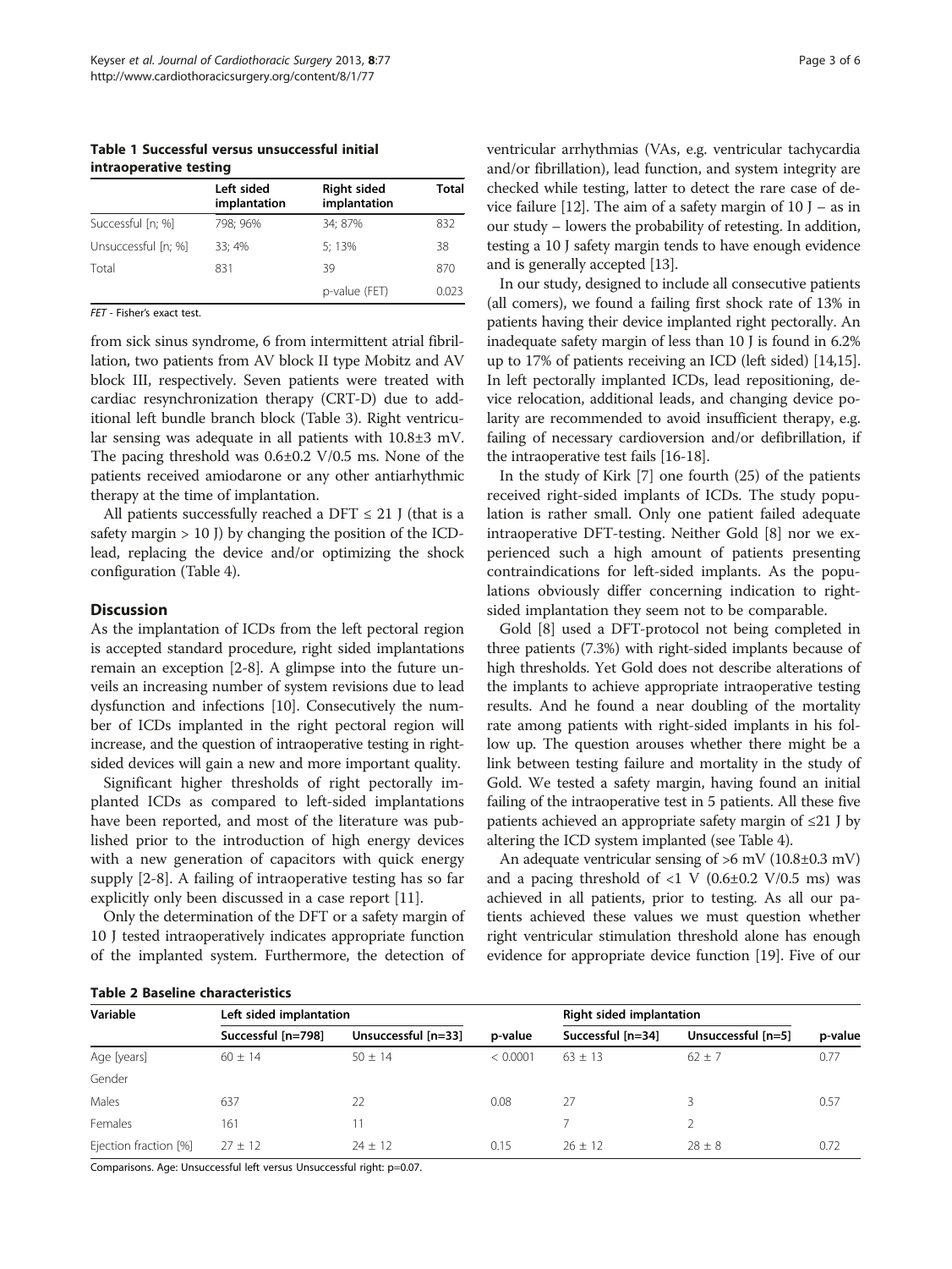**Table 1 Successful versus unsuccessful initial intraoperative testing**

| | Left sided implantation | Right sided implantation | Total |
|---|---|---|---|
| Successful [n; %] | 798; 96% | 34; 87% | 832 |
| Unsuccessful [n; %] | 33; 4% | 5; 13% | 38 |
| Total | 831 | 39 | 870 |
| | | p-value (FET) | 0.023 |

*FET* - Fisher's exact test.

from sick sinus syndrome, 6 from intermittent atrial fibrillation, two patients from AV block II type Mobitz and AV block III, respectively. Seven patients were treated with cardiac resynchronization therapy (CRT-D) due to additional left bundle branch block (Table 3). Right ventricular sensing was adequate in all patients with 10.8±3 mV. The pacing threshold was 0.6±0.2 V/0.5 ms. None of the patients received amiodarone or any other antiarhythmic therapy at the time of implantation.

All patients successfully reached a DFT ≤ 21 J (that is a safety margin > 10 J) by changing the position of the ICD-lead, replacing the device and/or optimizing the shock configuration (Table 4).

## Discussion

As the implantation of ICDs from the left pectoral region is accepted standard procedure, right sided implantations remain an exception [2-8]. A glimpse into the future unveils an increasing number of system revisions due to lead dysfunction and infections [10]. Consecutively the number of ICDs implanted in the right pectoral region will increase, and the question of intraoperative testing in right-sided devices will gain a new and more important quality.

Significant higher thresholds of right pectorally implanted ICDs as compared to left-sided implantations have been reported, and most of the literature was published prior to the introduction of high energy devices with a new generation of capacitors with quick energy supply [2-8]. A failing of intraoperative testing has so far explicitly only been discussed in a case report [11].

Only the determination of the DFT or a safety margin of 10 J tested intraoperatively indicates appropriate function of the implanted system. Furthermore, the detection of ventricular arrhythmias (VAs, e.g. ventricular tachycardia and/or fibrillation), lead function, and system integrity are checked while testing, latter to detect the rare case of device failure [12]. The aim of a safety margin of 10 J – as in our study – lowers the probability of retesting. In addition, testing a 10 J safety margin tends to have enough evidence and is generally accepted [13].

In our study, designed to include all consecutive patients (all comers), we found a failing first shock rate of 13% in patients having their device implanted right pectorally. An inadequate safety margin of less than 10 J is found in 6.2% up to 17% of patients receiving an ICD (left sided) [14,15]. In left pectorally implanted ICDs, lead repositioning, device relocation, additional leads, and changing device polarity are recommended to avoid insufficient therapy, e.g. failing of necessary cardioversion and/or defibrillation, if the intraoperative test fails [16-18].

In the study of Kirk [7] one fourth (25) of the patients received right-sided implants of ICDs. The study population is rather small. Only one patient failed adequate intraoperative DFT-testing. Neither Gold [8] nor we experienced such a high amount of patients presenting contraindications for left-sided implants. As the populations obviously differ concerning indication to right-sided implantation they seem not to be comparable.

Gold [8] used a DFT-protocol not being completed in three patients (7.3%) with right-sided implants because of high thresholds. Yet Gold does not describe alterations of the implants to achieve appropriate intraoperative testing results. And he found a near doubling of the mortality rate among patients with right-sided implants in his follow up. The question arouses whether there might be a link between testing failure and mortality in the study of Gold. We tested a safety margin, having found an initial failing of the intraoperative test in 5 patients. All these five patients achieved an appropriate safety margin of ≤21 J by altering the ICD system implanted (see Table 4).

An adequate ventricular sensing of >6 mV (10.8±0.3 mV) and a pacing threshold of <1 V (0.6±0.2 V/0.5 ms) was achieved in all patients, prior to testing. As all our patients achieved these values we must question whether right ventricular stimulation threshold alone has enough evidence for appropriate device function [19]. Five of our

**Table 2 Baseline characteristics**

| Variable | Left sided implantation | | | Right sided implantation | | |
|---|---|---|---|---|---|---|
| | Successful [n=798] | Unsuccessful [n=33] | p-value | Successful [n=34] | Unsuccessful [n=5] | p-value |
| Age [years] | 60 ± 14 | 50 ± 14 | < 0.0001 | 63 ± 13 | 62 ± 7 | 0.77 |
| Gender | | | | | | |
| Males | 637 | 22 | 0.08 | 27 | 3 | 0.57 |
| Females | 161 | 11 | | 7 | 2 | |
| Ejection fraction [%] | 27 ± 12 | 24 ± 12 | 0.15 | 26 ± 12 | 28 ± 8 | 0.72 |

Comparisons. Age: Unsuccessful left versus Unsuccessful right: p=0.07.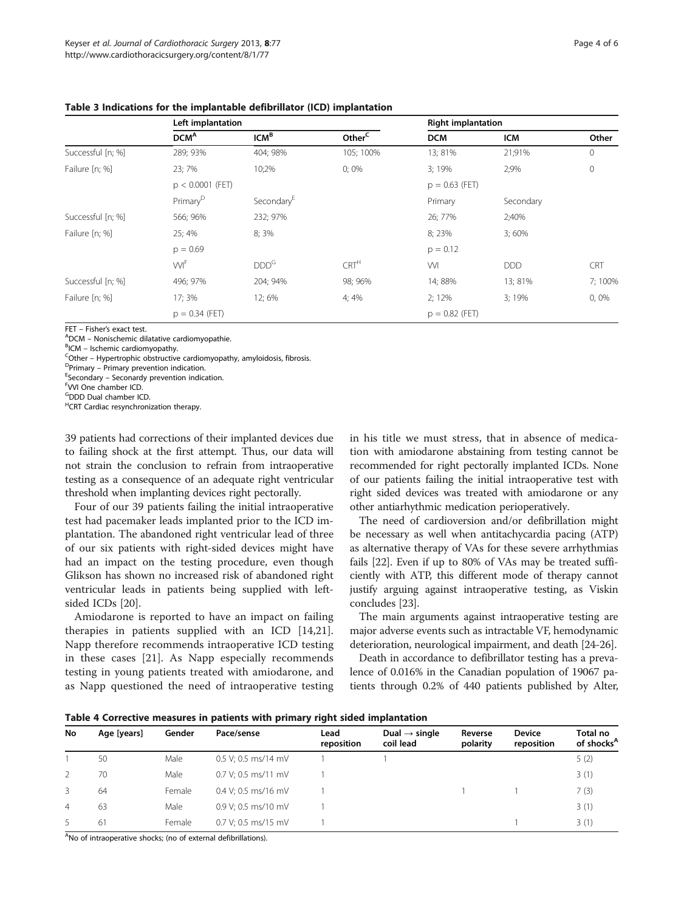**Table 3 Indications for the implantable defibrillator (ICD) implantation**

| | Left implantation | | | Right implantation | | |
|---|---|---|---|---|---|---|
| | DCM[A] | ICM[B] | Other[C] | DCM | ICM | Other |
| Successful [n; %] | 289; 93% | 404; 98% | 105; 100% | 13; 81% | 21;91% | 0 |
| Failure [n; %] | 23; 7% | 10;2% | 0; 0% | 3; 19% | 2;9% | 0 |
| | $p < 0.0001$ (FET) | | | $p = 0.63$ (FET) | | |
| | Primary[D] | Secondary[E] | | Primary | Secondary | |
| Successful [n; %] | 566; 96% | 232; 97% | | 26; 77% | 2;40% | |
| Failure [n; %] | 25; 4% | 8; 3% | | 8; 23% | 3; 60% | |
| | $p = 0.69$ | | | $p = 0.12$ | | |
| | VVI[F] | DDD[G] | CRT[H] | VVI | DDD | CRT |
| Successful [n; %] | 496; 97% | 204; 94% | 98; 96% | 14; 88% | 13; 81% | 7; 100% |
| Failure [n; %] | 17; 3% | 12; 6% | 4; 4% | 2; 12% | 3; 19% | 0, 0% |
| | $p = 0.34$ (FET) | | | $p = 0.82$ (FET) | | |

FET – Fisher's exact test.
[A]DCM – Nonischemic dilatative cardiomyopathie.
[B]ICM – Ischemic cardiomyopathy.
[C]Other – Hypertrophic obstructive cardiomyopathy, amyloidosis, fibrosis.
[D]Primary – Primary prevention indication.
[E]Secondary – Seconardy prevention indication.
[F]VVI One chamber ICD.
[G]DDD Dual chamber ICD.
[H]CRT Cardiac resynchronization therapy.

39 patients had corrections of their implanted devices due to failing shock at the first attempt. Thus, our data will not strain the conclusion to refrain from intraoperative testing as a consequence of an adequate right ventricular threshold when implanting devices right pectorally.

Four of our 39 patients failing the initial intraoperative test had pacemaker leads implanted prior to the ICD implantation. The abandoned right ventricular lead of three of our six patients with right-sided devices might have had an impact on the testing procedure, even though Glikson has shown no increased risk of abandoned right ventricular leads in patients being supplied with left-sided ICDs [20].

Amiodarone is reported to have an impact on failing therapies in patients supplied with an ICD [14,21]. Napp therefore recommends intraoperative ICD testing in these cases [21]. As Napp especially recommends testing in young patients treated with amiodarone, and as Napp questioned the need of intraoperative testing in his title we must stress, that in absence of medication with amiodarone abstaining from testing cannot be recommended for right pectorally implanted ICDs. None of our patients failing the initial intraoperative test with right sided devices was treated with amiodarone or any other antiarrhythmic medication perioperatively.

The need of cardioversion and/or defibrillation might be necessary as well when antitachycardia pacing (ATP) as alternative therapy of VAs for these severe arrhythmias fails [22]. Even if up to 80% of VAs may be treated sufficiently with ATP, this different mode of therapy cannot justify arguing against intraoperative testing, as Viskin concludes [23].

The main arguments against intraoperative testing are major adverse events such as intractable VF, hemodynamic deterioration, neurological impairment, and death [24-26].

Death in accordance to defibrillator testing has a prevalence of 0.016% in the Canadian population of 19067 patients through 0.2% of 440 patients published by Alter,

**Table 4 Corrective measures in patients with primary right sided implantation**

| No | Age [years] | Gender | Pace/sense | Lead reposition | Dual → single coil lead | Reverse polarity | Device reposition | Total no of shocks[A] |
|---|---|---|---|---|---|---|---|---|
| 1 | 50 | Male | 0.5 V; 0.5 ms/14 mV | 1 | 1 | | | 5 (2) |
| 2 | 70 | Male | 0.7 V; 0.5 ms/11 mV | 1 | | | | 3 (1) |
| 3 | 64 | Female | 0.4 V; 0.5 ms/16 mV | 1 | | 1 | 1 | 7 (3) |
| 4 | 63 | Male | 0.9 V; 0.5 ms/10 mV | 1 | | | | 3 (1) |
| 5 | 61 | Female | 0.7 V; 0.5 ms/15 mV | 1 | | | 1 | 3 (1) |

[A]No of intraoperative shocks; (no of external defibrillations).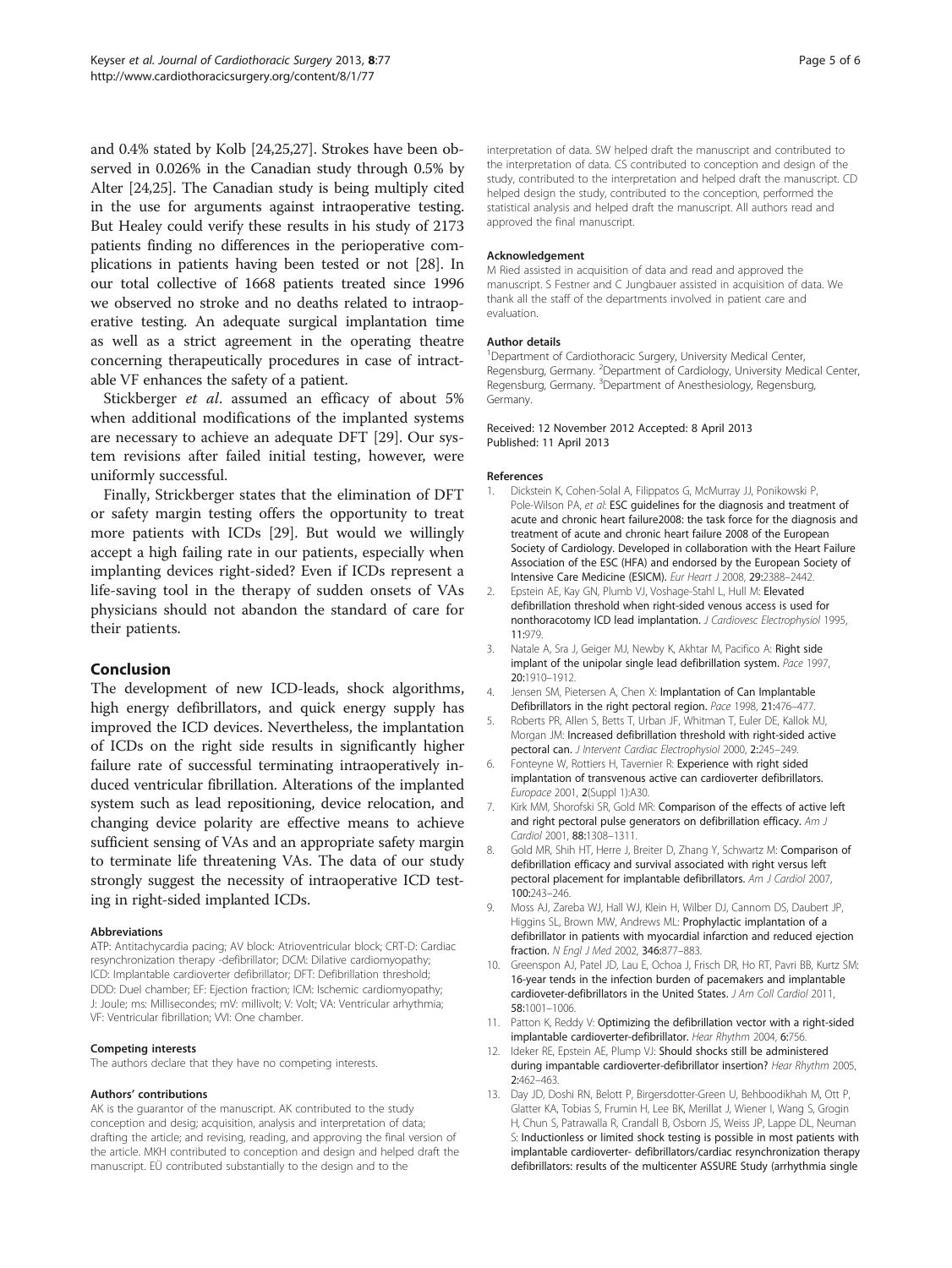and 0.4% stated by Kolb [24,25,27]. Strokes have been observed in 0.026% in the Canadian study through 0.5% by Alter [24,25]. The Canadian study is being multiply cited in the use for arguments against intraoperative testing. But Healey could verify these results in his study of 2173 patients finding no differences in the perioperative complications in patients having been tested or not [28]. In our total collective of 1668 patients treated since 1996 we observed no stroke and no deaths related to intraoperative testing. An adequate surgical implantation time as well as a strict agreement in the operating theatre concerning therapeutically procedures in case of intractable VF enhances the safety of a patient.

Stickberger *et al*. assumed an efficacy of about 5% when additional modifications of the implanted systems are necessary to achieve an adequate DFT [29]. Our system revisions after failed initial testing, however, were uniformly successful.

Finally, Strickberger states that the elimination of DFT or safety margin testing offers the opportunity to treat more patients with ICDs [29]. But would we willingly accept a high failing rate in our patients, especially when implanting devices right-sided? Even if ICDs represent a life-saving tool in the therapy of sudden onsets of VAs physicians should not abandon the standard of care for their patients.

## Conclusion

The development of new ICD-leads, shock algorithms, high energy defibrillators, and quick energy supply has improved the ICD devices. Nevertheless, the implantation of ICDs on the right side results in significantly higher failure rate of successful terminating intraoperatively induced ventricular fibrillation. Alterations of the implanted system such as lead repositioning, device relocation, and changing device polarity are effective means to achieve sufficient sensing of VAs and an appropriate safety margin to terminate life threatening VAs. The data of our study strongly suggest the necessity of intraoperative ICD testing in right-sided implanted ICDs.

#### Abbreviations

ATP: Antitachycardia pacing; AV block: Atrioventricular block; CRT-D: Cardiac resynchronization therapy -defibrillator; DCM: Dilative cardiomyopathy; ICD: Implantable cardioverter defibrillator; DFT: Defibrillation threshold; DDD: Duel chamber; EF: Ejection fraction; ICM: Ischemic cardiomyopathy; J: Joule; ms: Millisecondes; mV: millivolt; V: Volt; VA: Ventricular arhythmia; VF: Ventricular fibrillation; VVI: One chamber.

#### Competing interests

The authors declare that they have no competing interests.

#### Authors' contributions

AK is the guarantor of the manuscript. AK contributed to the study conception and desig; acquisition, analysis and interpretation of data; drafting the article; and revising, reading, and approving the final version of the article. MKH contributed to conception and design and helped draft the manuscript. EÜ contributed substantially to the design and to the interpretation of data. SW helped draft the manuscript and contributed to the interpretation of data. CS contributed to conception and design of the study, contributed to the interpretation and helped draft the manuscript. CD helped design the study, contributed to the conception, performed the statistical analysis and helped draft the manuscript. All authors read and approved the final manuscript.

#### Acknowledgement

M Ried assisted in acquisition of data and read and approved the manuscript. S Festner and C Jungbauer assisted in acquisition of data. We thank all the staff of the departments involved in patient care and evaluation.

#### Author details

[1]Department of Cardiothoracic Surgery, University Medical Center, Regensburg, Germany. [2]Department of Cardiology, University Medical Center, Regensburg, Germany. [3]Department of Anesthesiology, Regensburg, Germany.

Received: 12 November 2012 Accepted: 8 April 2013
Published: 11 April 2013

#### References

1. Dickstein K, Cohen-Solal A, Filippatos G, McMurray JJ, Ponikowski P, Pole-Wilson PA, *et al*: **ESC guidelines for the diagnosis and treatment of acute and chronic heart failure2008: the task force for the diagnosis and treatment of acute and chronic heart failure 2008 of the European Society of Cardiology. Developed in collaboration with the Heart Failure Association of the ESC (HFA) and endorsed by the European Society of Intensive Care Medicine (ESICM).** *Eur Heart J* 2008, **29:**2388–2442.
2. Epstein AE, Kay GN, Plumb VJ, Voshage-Stahl L, Hull M: **Elevated defibrillation threshold when right-sided venous access is used for nonthoracotomy ICD lead implantation.** *J Cardiovesc Electrophysiol* 1995, **11:**979.
3. Natale A, Sra J, Geiger MJ, Newby K, Akhtar M, Pacifico A: **Right side implant of the unipolar single lead defibrillation system.** *Pace* 1997, **20:**1910–1912.
4. Jensen SM, Pietersen A, Chen X: **Implantation of Can Implantable Defibrillators in the right pectoral region.** *Pace* 1998, **21:**476–477.
5. Roberts PR, Allen S, Betts T, Urban JF, Whitman T, Euler DE, Kallok MJ, Morgan JM: **Increased defibrillation threshold with right-sided active pectoral can.** *J Intervent Cardiac Electrophysiol* 2000, **2:**245–249.
6. Fonteyne W, Rottiers H, Tavernier R: **Experience with right sided implantation of transvenous active can cardioverter defibrillators.** *Europace* 2001, **2**(Suppl 1):A30.
7. Kirk MM, Shorofski SR, Gold MR: **Comparison of the effects of active left and right pectoral pulse generators on defibrillation efficacy.** *Am J Cardiol* 2001, **88:**1308–1311.
8. Gold MR, Shih HT, Herre J, Breiter D, Zhang Y, Schwartz M: **Comparison of defibrillation efficacy and survival associated with right versus left pectoral placement for implantable defibrillators.** *Am J Cardiol* 2007, **100:**243–246.
9. Moss AJ, Zareba WJ, Hall WJ, Klein H, Wilber DJ, Cannom DS, Daubert JP, Higgins SL, Brown MW, Andrews ML: **Prophylactic implantation of a defibrillator in patients with myocardial infarction and reduced ejection fraction.** *N Engl J Med* 2002, **346:**877–883.
10. Greenspon AJ, Patel JD, Lau E, Ochoa J, Frisch DR, Ho RT, Pavri BB, Kurtz SM: **16-year tends in the infection burden of pacemakers and implantable cardioveter-defibrillators in the United States.** *J Am Coll Cardiol* 2011, **58:**1001–1006.
11. Patton K, Reddy V: **Optimizing the defibrillation vector with a right-sided implantable cardioverter-defibrillator.** *Hear Rhythm* 2004, **6:**756.
12. Ideker RE, Epstein AE, Plump VJ: **Should shocks still be administered during impantable cardioverter-defibrillator insertion?** *Hear Rhythm* 2005, **2:**462–463.
13. Day JD, Doshi RN, Belott P, Birgersdotter-Green U, Behboodikhah M, Ott P, Glatter KA, Tobias S, Frumin H, Lee BK, Merillat J, Wiener I, Wang S, Grogin H, Chun S, Patrawalla R, Crandall B, Osborn JS, Weiss JP, Lappe DL, Neuman S: **Inductionless or limited shock testing is possible in most patients with implantable cardioverter- defibrillators/cardiac resynchronization therapy defibrillators: results of the multicenter ASSURE Study (arrhythmia single**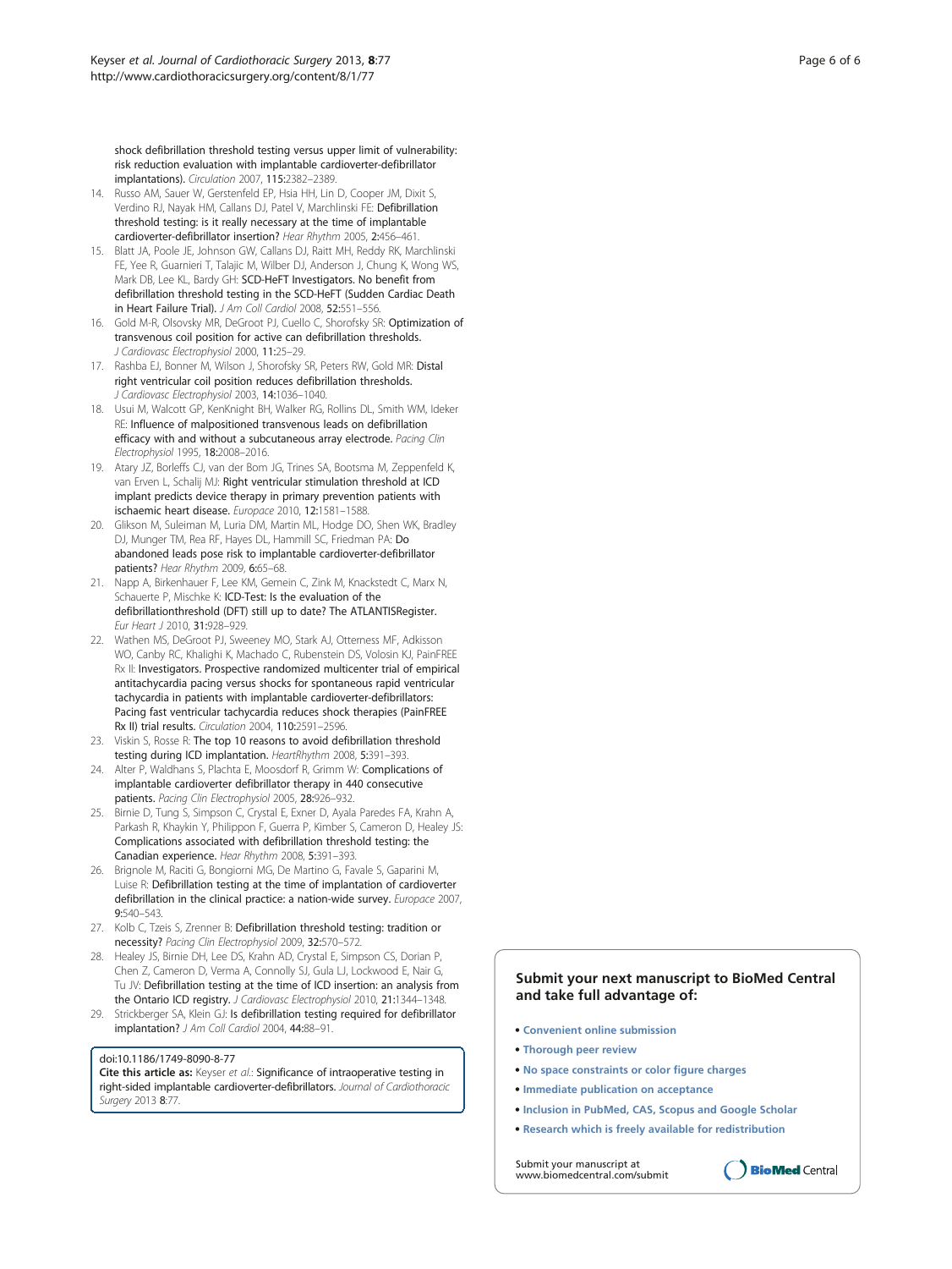shock defibrillation threshold testing versus upper limit of vulnerability: risk reduction evaluation with implantable cardioverter-defibrillator implantations). *Circulation* 2007, **115**:2382–2389.

14. Russo AM, Sauer W, Gerstenfeld EP, Hsia HH, Lin D, Cooper JM, Dixit S, Verdino RJ, Nayak HM, Callans DJ, Patel V, Marchlinski FE: **Defibrillation threshold testing: is it really necessary at the time of implantable cardioverter-defibrillator insertion?** *Hear Rhythm* 2005, **2**:456–461.
15. Blatt JA, Poole JE, Johnson GW, Callans DJ, Raitt MH, Reddy RK, Marchlinski FE, Yee R, Guarnieri T, Talajic M, Wilber DJ, Anderson J, Chung K, Wong WS, Mark DB, Lee KL, Bardy GH: **SCD-HeFT Investigators. No benefit from defibrillation threshold testing in the SCD-HeFT (Sudden Cardiac Death in Heart Failure Trial).** *J Am Coll Cardiol* 2008, **52**:551–556.
16. Gold M-R, Olsovsky MR, DeGroot PJ, Cuello C, Shorofsky SR: **Optimization of transvenous coil position for active can defibrillation thresholds.** *J Cardiovasc Electrophysiol* 2000, **11**:25–29.
17. Rashba EJ, Bonner M, Wilson J, Shorofsky SR, Peters RW, Gold MR: **Distal right ventricular coil position reduces defibrillation thresholds.** *J Cardiovasc Electrophysiol* 2003, **14**:1036–1040.
18. Usui M, Walcott GP, KenKnight BH, Walker RG, Rollins DL, Smith WM, Ideker RE: **Influence of malpositioned transvenous leads on defibrillation efficacy with and without a subcutaneous array electrode.** *Pacing Clin Electrophysiol* 1995, **18**:2008–2016.
19. Atary JZ, Borleffs CJ, van der Bom JG, Trines SA, Bootsma M, Zeppenfeld K, van Erven L, Schalij MJ: **Right ventricular stimulation threshold at ICD implant predicts device therapy in primary prevention patients with ischaemic heart disease.** *Europace* 2010, **12**:1581–1588.
20. Glikson M, Suleiman M, Luria DM, Martin ML, Hodge DO, Shen WK, Bradley DJ, Munger TM, Rea RF, Hayes DL, Hammill SC, Friedman PA: **Do abandoned leads pose risk to implantable cardioverter-defibrillator patients?** *Hear Rhythm* 2009, **6**:65–68.
21. Napp A, Birkenhauer F, Lee KM, Gemein C, Zink M, Knackstedt C, Marx N, Schauerte P, Mischke K: **ICD-Test: Is the evaluation of the defibrillationthreshold (DFT) still up to date? The ATLANTISRegister.** *Eur Heart J* 2010, **31**:928–929.
22. Wathen MS, DeGroot PJ, Sweeney MO, Stark AJ, Otterness MF, Adkisson WO, Canby RC, Khalighi K, Machado C, Rubenstein DS, Volosin KJ, PainFREE Rx II: **Investigators. Prospective randomized multicenter trial of empirical antitachycardia pacing versus shocks for spontaneous rapid ventricular tachycardia in patients with implantable cardioverter-defibrillators: Pacing fast ventricular tachycardia reduces shock therapies (PainFREE Rx II) trial results.** *Circulation* 2004, **110**:2591–2596.
23. Viskin S, Rosse R: **The top 10 reasons to avoid defibrillation threshold testing during ICD implantation.** *HeartRhythm* 2008, **5**:391–393.
24. Alter P, Waldhans S, Plachta E, Moosdorf R, Grimm W: **Complications of implantable cardioverter defibrillator therapy in 440 consecutive patients.** *Pacing Clin Electrophysiol* 2005, **28**:926–932.
25. Birnie D, Tung S, Simpson C, Crystal E, Exner D, Ayala Paredes FA, Krahn A, Parkash R, Khaykin Y, Philippon F, Guerra P, Kimber S, Cameron D, Healey JS: **Complications associated with defibrillation threshold testing: the Canadian experience.** *Hear Rhythm* 2008, **5**:391–393.
26. Brignole M, Raciti G, Bongiorni MG, De Martino G, Favale S, Gaparini M, Luise R: **Defibrillation testing at the time of implantation of cardioverter defibrillation in the clinical practice: a nation-wide survey.** *Europace* 2007, **9**:540–543.
27. Kolb C, Tzeis S, Zrenner B: **Defibrillation threshold testing: tradition or necessity?** *Pacing Clin Electrophysiol* 2009, **32**:570–572.
28. Healey JS, Birnie DH, Lee DS, Krahn AD, Crystal E, Simpson CS, Dorian P, Chen Z, Cameron D, Verma A, Connolly SJ, Gula LJ, Lockwood E, Nair G, Tu JV: **Defibrillation testing at the time of ICD insertion: an analysis from the Ontario ICD registry.** *J Cardiovasc Electrophysiol* 2010, **21**:1344–1348.
29. Strickberger SA, Klein GJ: **Is defibrillation testing required for defibrillator implantation?** *J Am Coll Cardiol* 2004, **44**:88–91.

doi:10.1186/1749-8090-8-77

**Cite this article as:** Keyser *et al.*: Significance of intraoperative testing in right-sided implantable cardioverter-defibrillators. *Journal of Cardiothoracic Surgery* 2013 **8**:77.

**Submit your next manuscript to BioMed Central and take full advantage of:**

- **Convenient online submission**
- **Thorough peer review**
- **No space constraints or color figure charges**
- **Immediate publication on acceptance**
- **Inclusion in PubMed, CAS, Scopus and Google Scholar**
- **Research which is freely available for redistribution**

Submit your manuscript at
www.biomedcentral.com/submit

BioMed Central